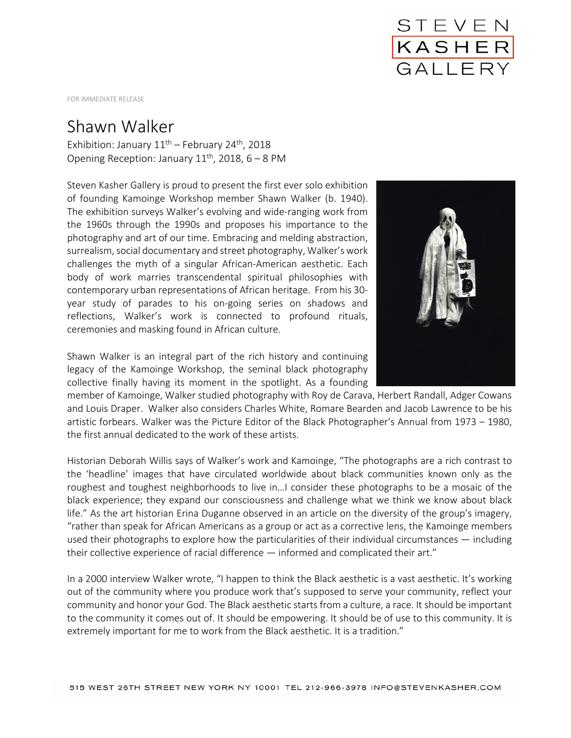STEVEN
KASHER
GALLERY

FOR IMMEDIATE RELEASE

# Shawn Walker

Exhibition: January 11th – February 24th, 2018
Opening Reception: January 11th, 2018, 6 – 8 PM

Steven Kasher Gallery is proud to present the first ever solo exhibition of founding Kamoinge Workshop member Shawn Walker (b. 1940). The exhibition surveys Walker's evolving and wide-ranging work from the 1960s through the 1990s and proposes his importance to the photography and art of our time. Embracing and melding abstraction, surrealism, social documentary and street photography, Walker's work challenges the myth of a singular African-American aesthetic. Each body of work marries transcendental spiritual philosophies with contemporary urban representations of African heritage. From his 30-year study of parades to his on-going series on shadows and reflections, Walker's work is connected to profound rituals, ceremonies and masking found in African culture.

Shawn Walker is an integral part of the rich history and continuing legacy of the Kamoinge Workshop, the seminal black photography collective finally having its moment in the spotlight. As a founding member of Kamoinge, Walker studied photography with Roy de Carava, Herbert Randall, Adger Cowans and Louis Draper. Walker also considers Charles White, Romare Bearden and Jacob Lawrence to be his artistic forbears. Walker was the Picture Editor of the Black Photographer's Annual from 1973 – 1980, the first annual dedicated to the work of these artists.

Historian Deborah Willis says of Walker's work and Kamoinge, "The photographs are a rich contrast to the 'headline' images that have circulated worldwide about black communities known only as the roughest and toughest neighborhoods to live in…I consider these photographs to be a mosaic of the black experience; they expand our consciousness and challenge what we think we know about black life." As the art historian Erina Duganne observed in an article on the diversity of the group's imagery, "rather than speak for African Americans as a group or act as a corrective lens, the Kamoinge members used their photographs to explore how the particularities of their individual circumstances — including their collective experience of racial difference — informed and complicated their art."

In a 2000 interview Walker wrote, "I happen to think the Black aesthetic is a vast aesthetic. It's working out of the community where you produce work that's supposed to serve your community, reflect your community and honor your God. The Black aesthetic starts from a culture, a race. It should be important to the community it comes out of. It should be empowering. It should be of use to this community. It is extremely important for me to work from the Black aesthetic. It is a tradition."

515 WEST 26TH STREET NEW YORK NY 10001 TEL 212-966-3978 INFO@STEVENKASHER.COM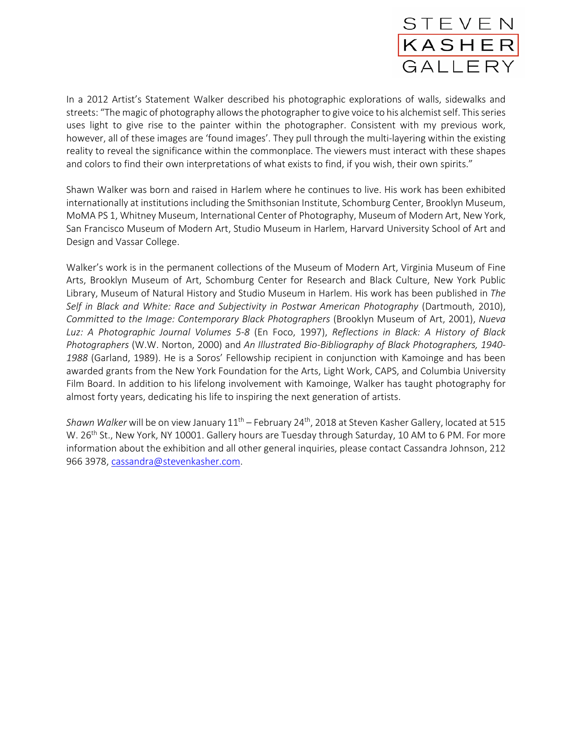In a 2012 Artist's Statement Walker described his photographic explorations of walls, sidewalks and streets: "The magic of photography allows the photographer to give voice to his alchemist self. This series uses light to give rise to the painter within the photographer. Consistent with my previous work, however, all of these images are 'found images'. They pull through the multi-layering within the existing reality to reveal the significance within the commonplace. The viewers must interact with these shapes and colors to find their own interpretations of what exists to find, if you wish, their own spirits."

Shawn Walker was born and raised in Harlem where he continues to live. His work has been exhibited internationally at institutions including the Smithsonian Institute, Schomburg Center, Brooklyn Museum, MoMA PS 1, Whitney Museum, International Center of Photography, Museum of Modern Art, New York, San Francisco Museum of Modern Art, Studio Museum in Harlem, Harvard University School of Art and Design and Vassar College.

Walker's work is in the permanent collections of the Museum of Modern Art, Virginia Museum of Fine Arts, Brooklyn Museum of Art, Schomburg Center for Research and Black Culture, New York Public Library, Museum of Natural History and Studio Museum in Harlem. His work has been published in *The Self in Black and White: Race and Subjectivity in Postwar American Photography* (Dartmouth, 2010), *Committed to the Image: Contemporary Black Photographers* (Brooklyn Museum of Art, 2001), *Nueva Luz: A Photographic Journal Volumes 5-8* (En Foco, 1997), *Reflections in Black: A History of Black Photographers* (W.W. Norton, 2000) and *An Illustrated Bio-Bibliography of Black Photographers, 1940-1988* (Garland, 1989). He is a Soros' Fellowship recipient in conjunction with Kamoinge and has been awarded grants from the New York Foundation for the Arts, Light Work, CAPS, and Columbia University Film Board. In addition to his lifelong involvement with Kamoinge, Walker has taught photography for almost forty years, dedicating his life to inspiring the next generation of artists.

*Shawn Walker* will be on view January 11th – February 24th, 2018 at Steven Kasher Gallery, located at 515 W. 26th St., New York, NY 10001. Gallery hours are Tuesday through Saturday, 10 AM to 6 PM. For more information about the exhibition and all other general inquiries, please contact Cassandra Johnson, 212 966 3978, cassandra@stevenkasher.com.